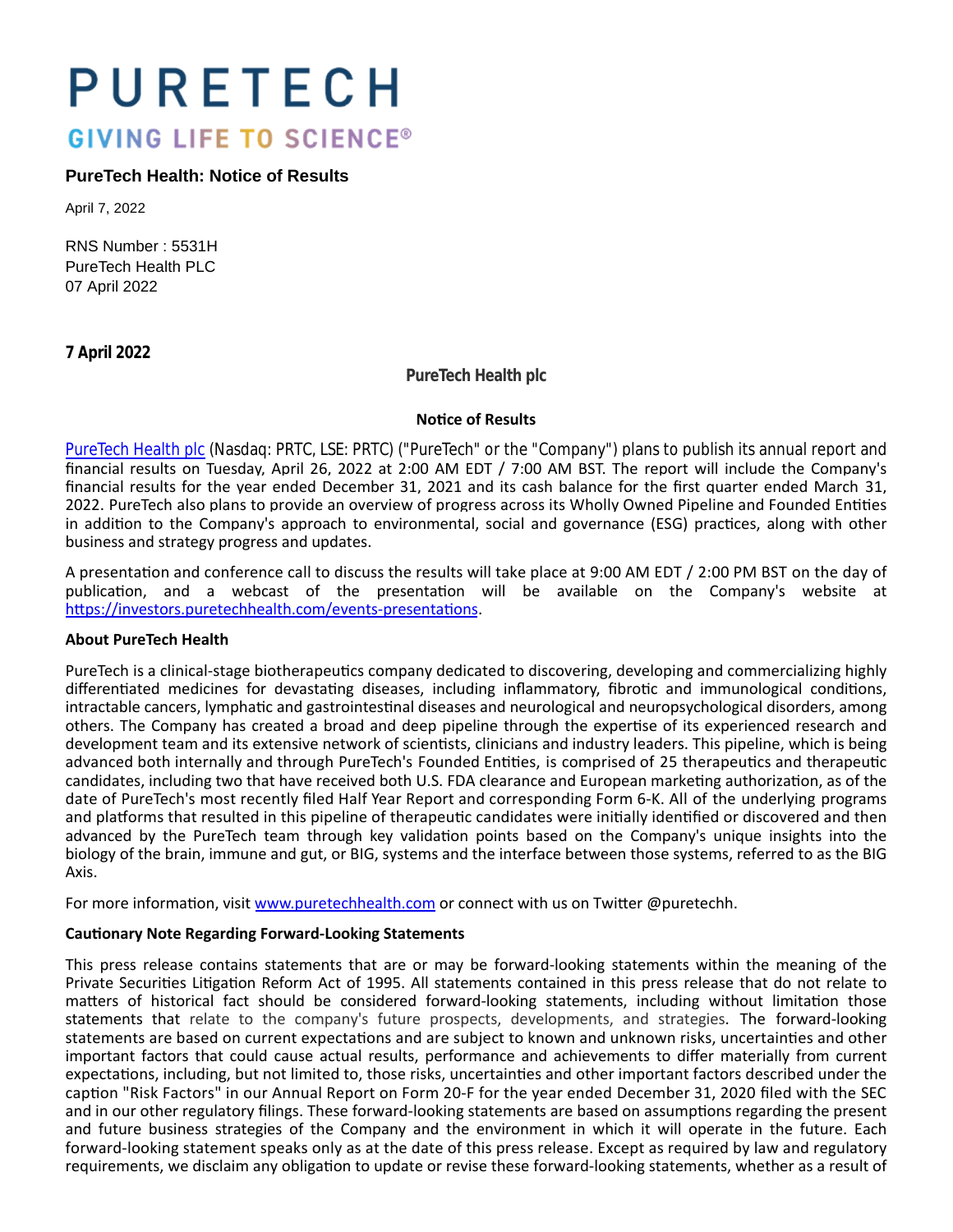# PURETECH

GIVING LIFE TO SCIENCE®

## PureTech Health: Notice of Results

April 7, 2022

RNS Number : 5531H
PureTech Health PLC
07 April 2022

**7 April 2022**

**PureTech Health plc**

**Notice of Results**

PureTech Health plc (Nasdaq: PRTC, LSE: PRTC) ("PureTech" or the "Company") plans to publish its annual report and financial results on Tuesday, April 26, 2022 at 2:00 AM EDT / 7:00 AM BST. The report will include the Company's financial results for the year ended December 31, 2021 and its cash balance for the first quarter ended March 31, 2022. PureTech also plans to provide an overview of progress across its Wholly Owned Pipeline and Founded Entities in addition to the Company's approach to environmental, social and governance (ESG) practices, along with other business and strategy progress and updates.

A presentation and conference call to discuss the results will take place at 9:00 AM EDT / 2:00 PM BST on the day of publication, and a webcast of the presentation will be available on the Company's website at https://investors.puretechhealth.com/events-presentations.

**About PureTech Health**

PureTech is a clinical-stage biotherapeutics company dedicated to discovering, developing and commercializing highly differentiated medicines for devastating diseases, including inflammatory, fibrotic and immunological conditions, intractable cancers, lymphatic and gastrointestinal diseases and neurological and neuropsychological disorders, among others. The Company has created a broad and deep pipeline through the expertise of its experienced research and development team and its extensive network of scientists, clinicians and industry leaders. This pipeline, which is being advanced both internally and through PureTech's Founded Entities, is comprised of 25 therapeutics and therapeutic candidates, including two that have received both U.S. FDA clearance and European marketing authorization, as of the date of PureTech's most recently filed Half Year Report and corresponding Form 6-K. All of the underlying programs and platforms that resulted in this pipeline of therapeutic candidates were initially identified or discovered and then advanced by the PureTech team through key validation points based on the Company's unique insights into the biology of the brain, immune and gut, or BIG, systems and the interface between those systems, referred to as the BIG Axis.

For more information, visit www.puretechhealth.com or connect with us on Twitter @puretechh.

**Cautionary Note Regarding Forward-Looking Statements**

This press release contains statements that are or may be forward-looking statements within the meaning of the Private Securities Litigation Reform Act of 1995. All statements contained in this press release that do not relate to matters of historical fact should be considered forward-looking statements, including without limitation those statements that relate to the company's future prospects, developments, and strategies. The forward-looking statements are based on current expectations and are subject to known and unknown risks, uncertainties and other important factors that could cause actual results, performance and achievements to differ materially from current expectations, including, but not limited to, those risks, uncertainties and other important factors described under the caption "Risk Factors" in our Annual Report on Form 20-F for the year ended December 31, 2020 filed with the SEC and in our other regulatory filings. These forward-looking statements are based on assumptions regarding the present and future business strategies of the Company and the environment in which it will operate in the future. Each forward-looking statement speaks only as at the date of this press release. Except as required by law and regulatory requirements, we disclaim any obligation to update or revise these forward-looking statements, whether as a result of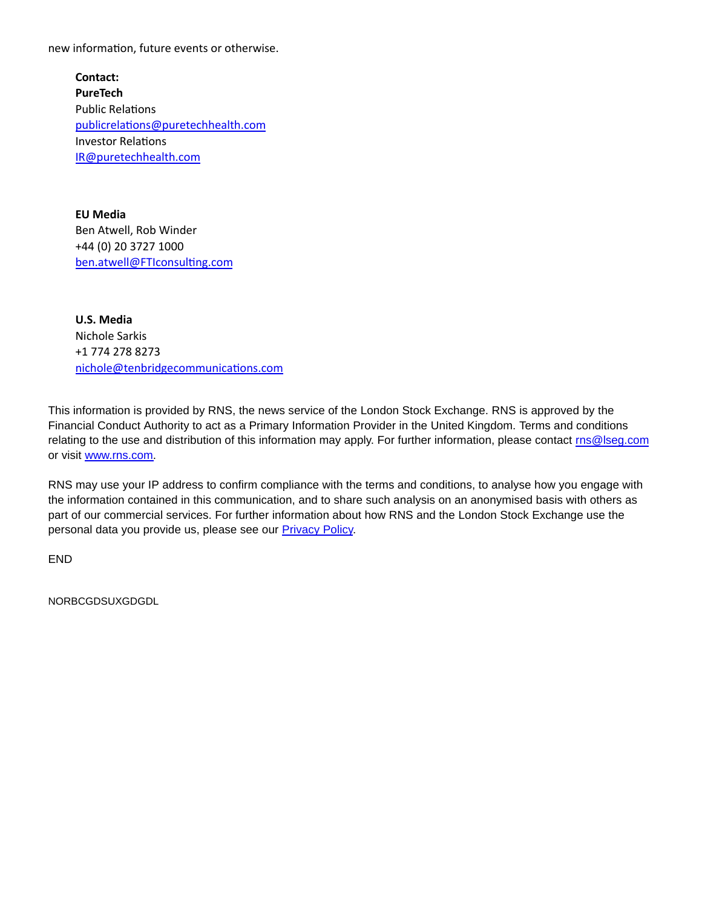new information, future events or otherwise.

**Contact:**
**PureTech**
Public Relations
publicrelations@puretechhealth.com
Investor Relations
IR@puretechhealth.com

**EU Media**
Ben Atwell, Rob Winder
+44 (0) 20 3727 1000
ben.atwell@FTIconsulting.com

**U.S. Media**
Nichole Sarkis
+1 774 278 8273
nichole@tenbridgecommunications.com

This information is provided by RNS, the news service of the London Stock Exchange. RNS is approved by the Financial Conduct Authority to act as a Primary Information Provider in the United Kingdom. Terms and conditions relating to the use and distribution of this information may apply. For further information, please contact rns@lseg.com or visit www.rns.com.

RNS may use your IP address to confirm compliance with the terms and conditions, to analyse how you engage with the information contained in this communication, and to share such analysis on an anonymised basis with others as part of our commercial services. For further information about how RNS and the London Stock Exchange use the personal data you provide us, please see our Privacy Policy.

END

NORBCGDSUXGDGDL